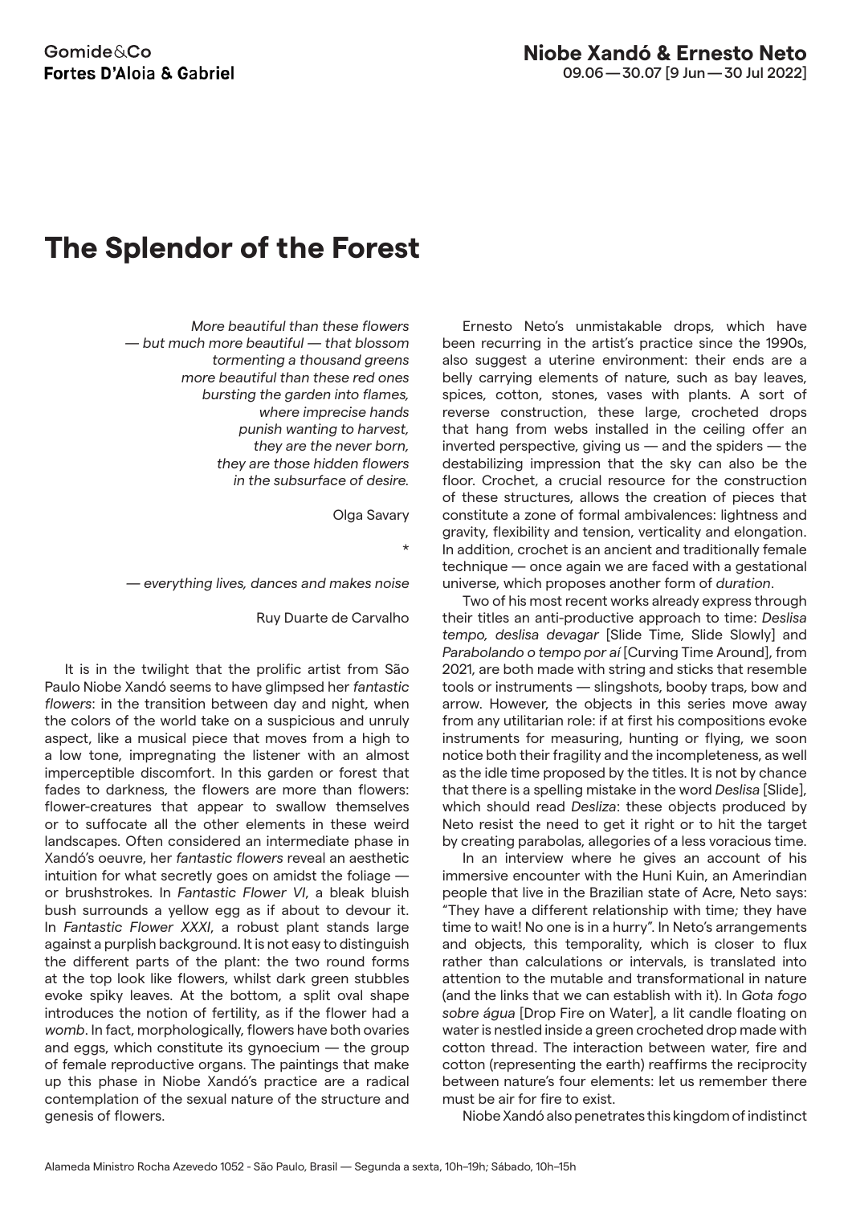Gomide&Co
**Fortes D'Aloia & Gabriel**

**Niobe Xandó & Ernesto Neto**
09.06 — 30.07 [9 Jun — 30 Jul 2022]

# The Splendor of the Forest

*More beautiful than these flowers*
*— but much more beautiful — that blossom*
*tormenting a thousand greens*
*more beautiful than these red ones*
*bursting the garden into flames,*
*where imprecise hands*
*punish wanting to harvest,*
*they are the never born,*
*they are those hidden flowers*
*in the subsurface of desire.*

Olga Savary

*

*— everything lives, dances and makes noise*

Ruy Duarte de Carvalho

It is in the twilight that the prolific artist from São Paulo Niobe Xandó seems to have glimpsed her *fantastic flowers*: in the transition between day and night, when the colors of the world take on a suspicious and unruly aspect, like a musical piece that moves from a high to a low tone, impregnating the listener with an almost imperceptible discomfort. In this garden or forest that fades to darkness, the flowers are more than flowers: flower-creatures that appear to swallow themselves or to suffocate all the other elements in these weird landscapes. Often considered an intermediate phase in Xandó's oeuvre, her *fantastic flowers* reveal an aesthetic intuition for what secretly goes on amidst the foliage — or brushstrokes. In *Fantastic Flower VI*, a bleak bluish bush surrounds a yellow egg as if about to devour it. In *Fantastic Flower XXXI*, a robust plant stands large against a purplish background. It is not easy to distinguish the different parts of the plant: the two round forms at the top look like flowers, whilst dark green stubbles evoke spiky leaves. At the bottom, a split oval shape introduces the notion of fertility, as if the flower had a *womb*. In fact, morphologically, flowers have both ovaries and eggs, which constitute its gynoecium — the group of female reproductive organs. The paintings that make up this phase in Niobe Xandó's practice are a radical contemplation of the sexual nature of the structure and genesis of flowers.

Ernesto Neto's unmistakable drops, which have been recurring in the artist's practice since the 1990s, also suggest a uterine environment: their ends are a belly carrying elements of nature, such as bay leaves, spices, cotton, stones, vases with plants. A sort of reverse construction, these large, crocheted drops that hang from webs installed in the ceiling offer an inverted perspective, giving us — and the spiders — the destabilizing impression that the sky can also be the floor. Crochet, a crucial resource for the construction of these structures, allows the creation of pieces that constitute a zone of formal ambivalences: lightness and gravity, flexibility and tension, verticality and elongation. In addition, crochet is an ancient and traditionally female technique — once again we are faced with a gestational universe, which proposes another form of *duration*.

Two of his most recent works already express through their titles an anti-productive approach to time: *Deslisa tempo, deslisa devagar* [Slide Time, Slide Slowly] and *Parabolando o tempo por aí* [Curving Time Around], from 2021, are both made with string and sticks that resemble tools or instruments — slingshots, booby traps, bow and arrow. However, the objects in this series move away from any utilitarian role: if at first his compositions evoke instruments for measuring, hunting or flying, we soon notice both their fragility and the incompleteness, as well as the idle time proposed by the titles. It is not by chance that there is a spelling mistake in the word *Deslisa* [Slide], which should read *Desliza*: these objects produced by Neto resist the need to get it right or to hit the target by creating parabolas, allegories of a less voracious time.

In an interview where he gives an account of his immersive encounter with the Huni Kuin, an Amerindian people that live in the Brazilian state of Acre, Neto says: "They have a different relationship with time; they have time to wait! No one is in a hurry". In Neto's arrangements and objects, this temporality, which is closer to flux rather than calculations or intervals, is translated into attention to the mutable and transformational in nature (and the links that we can establish with it). In *Gota fogo sobre água* [Drop Fire on Water], a lit candle floating on water is nestled inside a green crocheted drop made with cotton thread. The interaction between water, fire and cotton (representing the earth) reaffirms the reciprocity between nature's four elements: let us remember there must be air for fire to exist.

Niobe Xandó also penetrates this kingdom of indistinct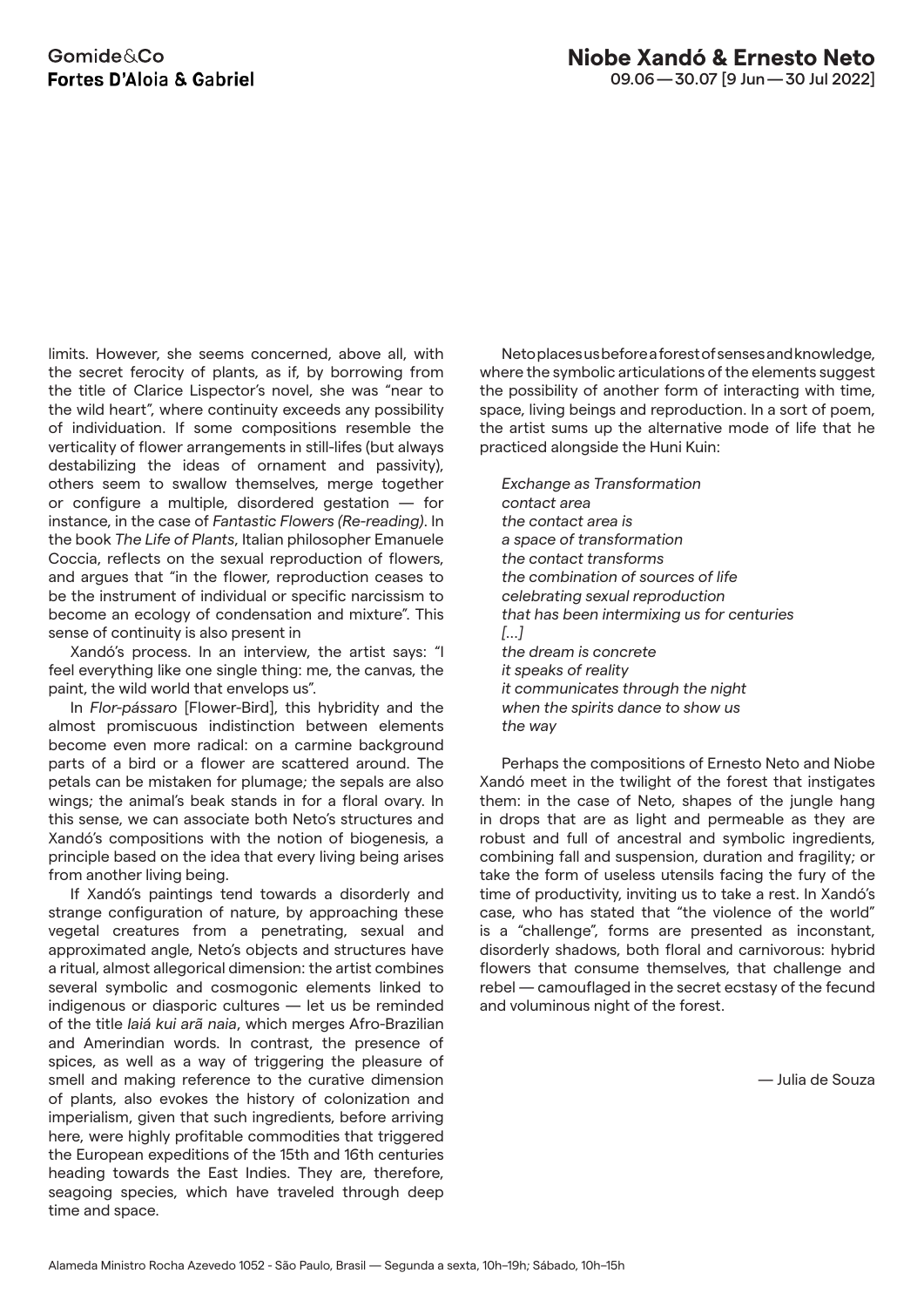limits. However, she seems concerned, above all, with the secret ferocity of plants, as if, by borrowing from the title of Clarice Lispector's novel, she was "near to the wild heart", where continuity exceeds any possibility of individuation. If some compositions resemble the verticality of flower arrangements in still-lifes (but always destabilizing the ideas of ornament and passivity), others seem to swallow themselves, merge together or configure a multiple, disordered gestation — for instance, in the case of *Fantastic Flowers (Re-reading)*. In the book *The Life of Plants*, Italian philosopher Emanuele Coccia, reflects on the sexual reproduction of flowers, and argues that "in the flower, reproduction ceases to be the instrument of individual or specific narcissism to become an ecology of condensation and mixture". This sense of continuity is also present in

Xandó's process. In an interview, the artist says: "I feel everything like one single thing: me, the canvas, the paint, the wild world that envelops us".

In *Flor-pássaro* [Flower-Bird], this hybridity and the almost promiscuous indistinction between elements become even more radical: on a carmine background parts of a bird or a flower are scattered around. The petals can be mistaken for plumage; the sepals are also wings; the animal's beak stands in for a floral ovary. In this sense, we can associate both Neto's structures and Xandó's compositions with the notion of biogenesis, a principle based on the idea that every living being arises from another living being.

If Xandó's paintings tend towards a disorderly and strange configuration of nature, by approaching these vegetal creatures from a penetrating, sexual and approximated angle, Neto's objects and structures have a ritual, almost allegorical dimension: the artist combines several symbolic and cosmogonic elements linked to indigenous or diasporic cultures — let us be reminded of the title *Iaiá kui arã naia*, which merges Afro-Brazilian and Amerindian words. In contrast, the presence of spices, as well as a way of triggering the pleasure of smell and making reference to the curative dimension of plants, also evokes the history of colonization and imperialism, given that such ingredients, before arriving here, were highly profitable commodities that triggered the European expeditions of the 15th and 16th centuries heading towards the East Indies. They are, therefore, seagoing species, which have traveled through deep time and space.

Neto places us before a forest of senses and knowledge, where the symbolic articulations of the elements suggest the possibility of another form of interacting with time, space, living beings and reproduction. In a sort of poem, the artist sums up the alternative mode of life that he practiced alongside the Huni Kuin:

*Exchange as Transformation*
*contact area*
*the contact area is*
*a space of transformation*
*the contact transforms*
*the combination of sources of life*
*celebrating sexual reproduction*
*that has been intermixing us for centuries*
*[...]*
*the dream is concrete*
*it speaks of reality*
*it communicates through the night*
*when the spirits dance to show us*
*the way*

Perhaps the compositions of Ernesto Neto and Niobe Xandó meet in the twilight of the forest that instigates them: in the case of Neto, shapes of the jungle hang in drops that are as light and permeable as they are robust and full of ancestral and symbolic ingredients, combining fall and suspension, duration and fragility; or take the form of useless utensils facing the fury of the time of productivity, inviting us to take a rest. In Xandó's case, who has stated that "the violence of the world" is a "challenge", forms are presented as inconstant, disorderly shadows, both floral and carnivorous: hybrid flowers that consume themselves, that challenge and rebel — camouflaged in the secret ecstasy of the fecund and voluminous night of the forest.

— Julia de Souza